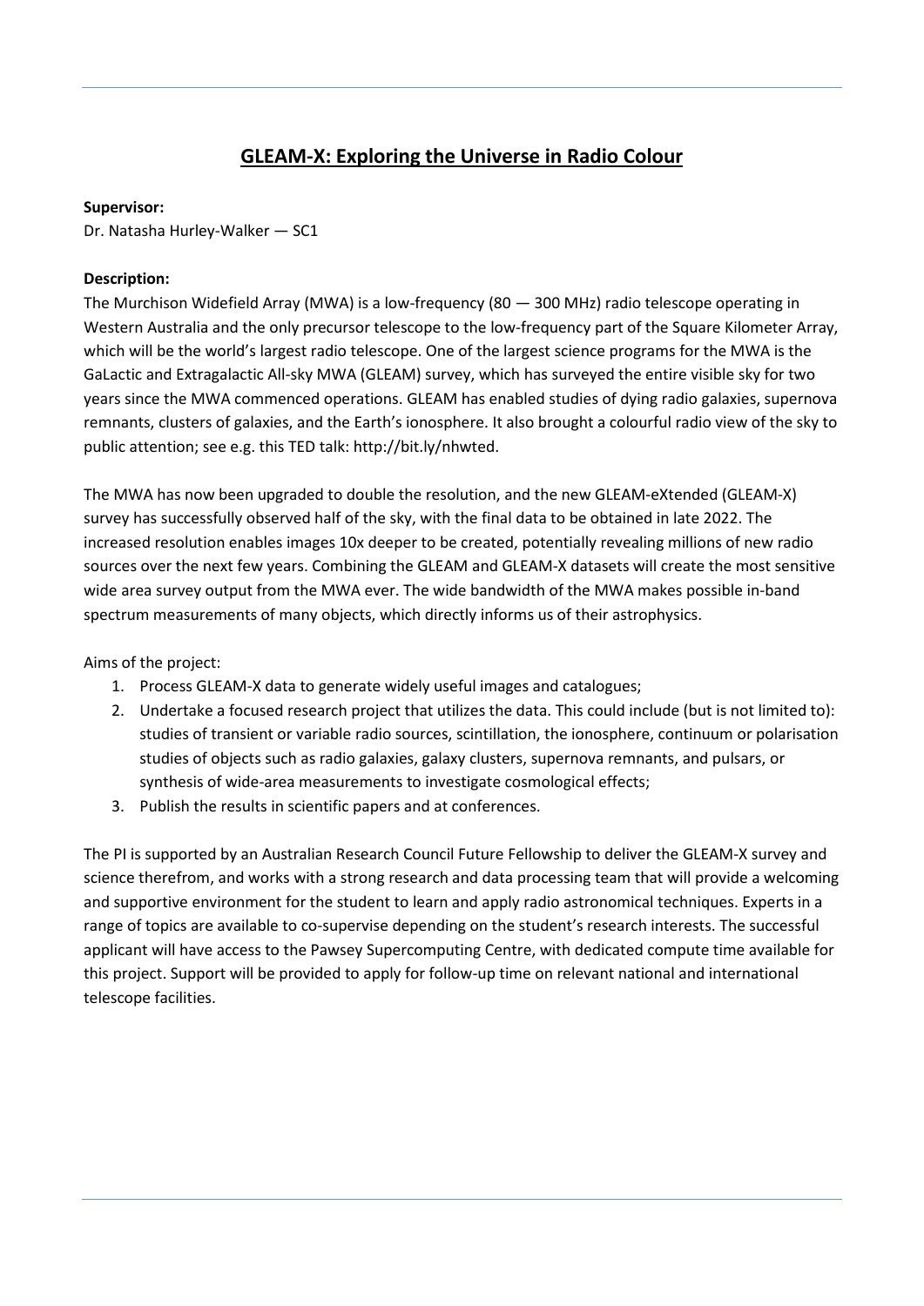# GLEAM-X: Exploring the Universe in Radio Colour

**Supervisor:**

Dr. Natasha Hurley-Walker — SC1

**Description:**

The Murchison Widefield Array (MWA) is a low-frequency (80 — 300 MHz) radio telescope operating in Western Australia and the only precursor telescope to the low-frequency part of the Square Kilometer Array, which will be the world's largest radio telescope. One of the largest science programs for the MWA is the GaLactic and Extragalactic All-sky MWA (GLEAM) survey, which has surveyed the entire visible sky for two years since the MWA commenced operations. GLEAM has enabled studies of dying radio galaxies, supernova remnants, clusters of galaxies, and the Earth's ionosphere. It also brought a colourful radio view of the sky to public attention; see e.g. this TED talk: http://bit.ly/nhwted.

The MWA has now been upgraded to double the resolution, and the new GLEAM-eXtended (GLEAM-X) survey has successfully observed half of the sky, with the final data to be obtained in late 2022. The increased resolution enables images 10x deeper to be created, potentially revealing millions of new radio sources over the next few years. Combining the GLEAM and GLEAM-X datasets will create the most sensitive wide area survey output from the MWA ever. The wide bandwidth of the MWA makes possible in-band spectrum measurements of many objects, which directly informs us of their astrophysics.

Aims of the project:

1. Process GLEAM-X data to generate widely useful images and catalogues;
2. Undertake a focused research project that utilizes the data. This could include (but is not limited to): studies of transient or variable radio sources, scintillation, the ionosphere, continuum or polarisation studies of objects such as radio galaxies, galaxy clusters, supernova remnants, and pulsars, or synthesis of wide-area measurements to investigate cosmological effects;
3. Publish the results in scientific papers and at conferences.

The PI is supported by an Australian Research Council Future Fellowship to deliver the GLEAM-X survey and science therefrom, and works with a strong research and data processing team that will provide a welcoming and supportive environment for the student to learn and apply radio astronomical techniques. Experts in a range of topics are available to co-supervise depending on the student's research interests. The successful applicant will have access to the Pawsey Supercomputing Centre, with dedicated compute time available for this project. Support will be provided to apply for follow-up time on relevant national and international telescope facilities.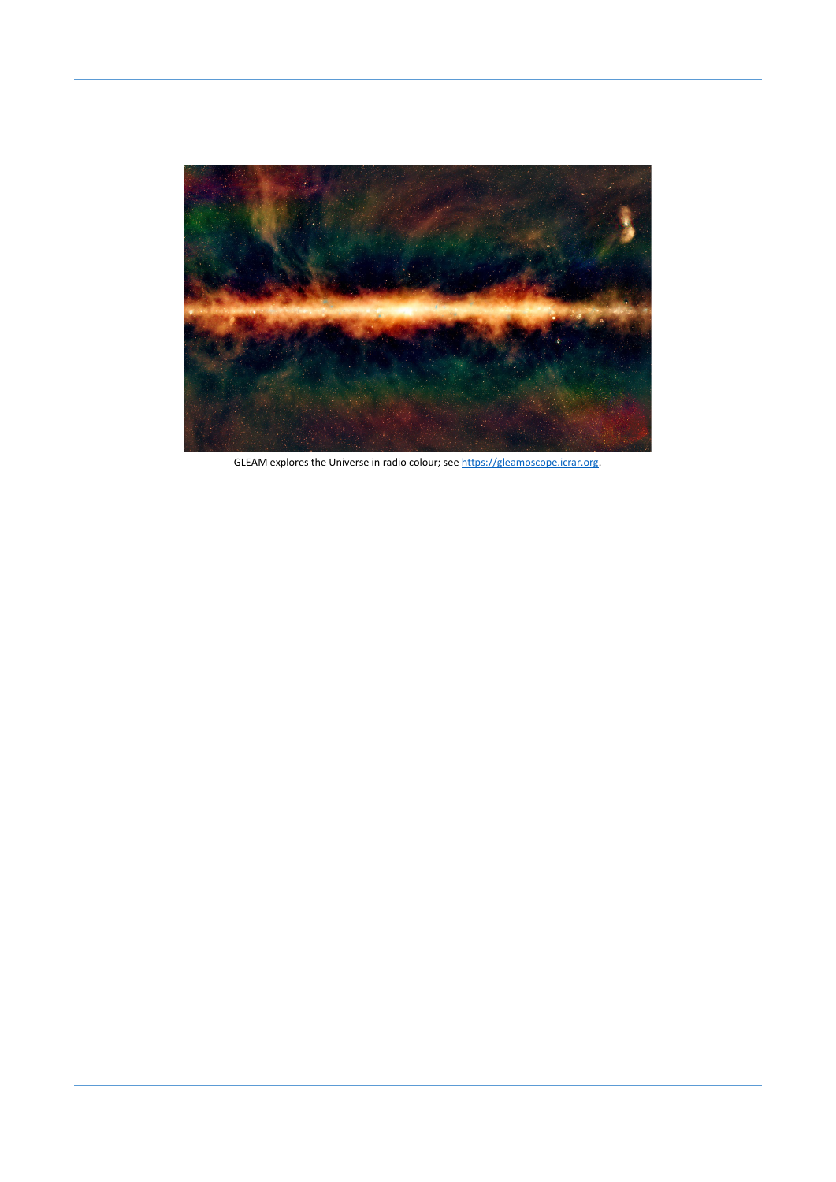GLEAM explores the Universe in radio colour; see https://gleamoscope.icrar.org.